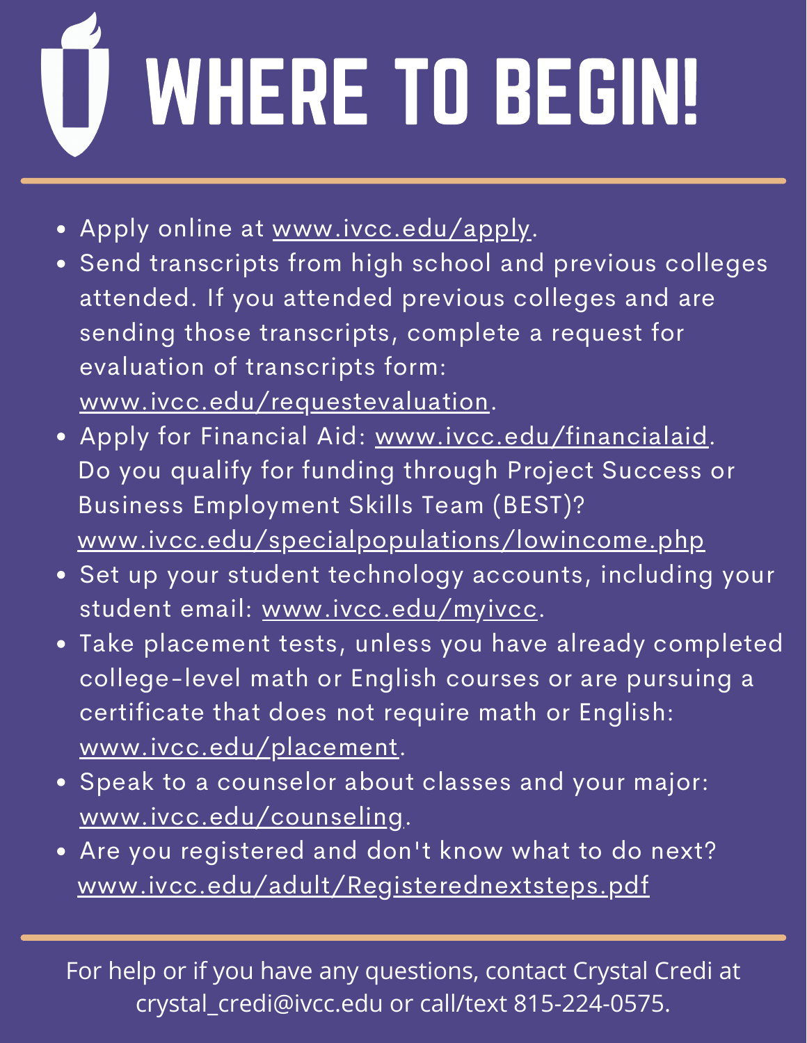# WHERE TO BEGIN!

- Apply online at www.ivcc.edu/apply.
- Send transcripts from high school and previous colleges attended. If you attended previous colleges and are sending those transcripts, complete a request for evaluation of transcripts form: www.ivcc.edu/requestevaluation.
- Apply for Financial Aid: www.ivcc.edu/financialaid. Do you qualify for funding through Project Success or Business Employment Skills Team (BEST)? www.ivcc.edu/specialpopulations/lowincome.php
- Set up your student technology accounts, including your student email: www.ivcc.edu/myivcc.
- Take placement tests, unless you have already completed college-level math or English courses or are pursuing a certificate that does not require math or English: www.ivcc.edu/placement.
- Speak to a counselor about classes and your major: www.ivcc.edu/counseling.
- Are you registered and don't know what to do next? www.ivcc.edu/adult/Registerednextsteps.pdf

For help or if you have any questions, contact Crystal Credi at crystal_credi@ivcc.edu or call/text 815-224-0575.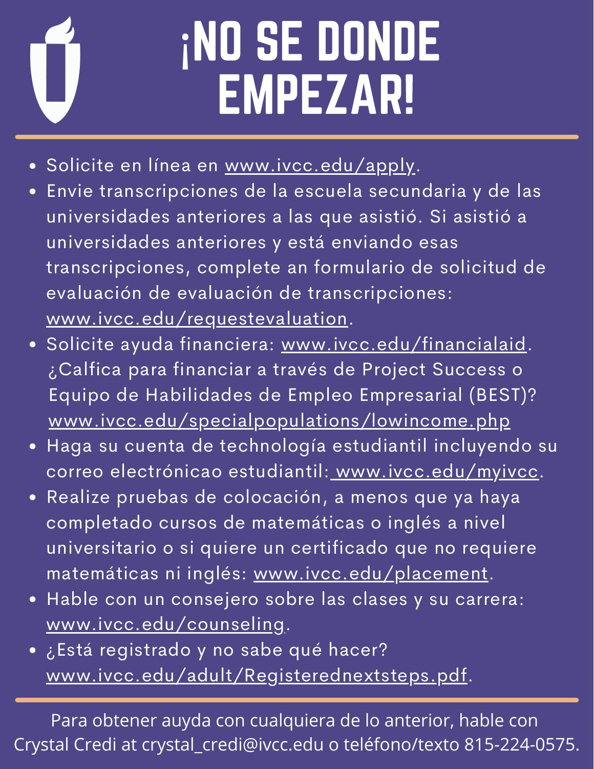# ¡NO SE DONDE EMPEZAR!

- Solicite en línea en www.ivcc.edu/apply.
- Envie transcripciones de la escuela secundaria y de las universidades anteriores a las que asistió. Si asistió a universidades anteriores y está enviando esas transcripciones, complete an formulario de solicitud de evaluación de evaluación de transcripciones: www.ivcc.edu/requestevaluation.
- Solicite ayuda financiera: www.ivcc.edu/financialaid. ¿Calfica para financiar a través de Project Success o Equipo de Habilidades de Empleo Empresarial (BEST)? www.ivcc.edu/specialpopulations/lowincome.php
- Haga su cuenta de technología estudiantil incluyendo su correo electrónicao estudiantil: www.ivcc.edu/myivcc.
- Realize pruebas de colocación, a menos que ya haya completado cursos de matemáticas o inglés a nivel universitario o si quiere un certificado que no requiere matemáticas ni inglés: www.ivcc.edu/placement.
- Hable con un consejero sobre las clases y su carrera: www.ivcc.edu/counseling.
- ¿Está registrado y no sabe qué hacer? www.ivcc.edu/adult/Registerednextsteps.pdf.

Para obtener auyda con cualquiera de lo anterior, hable con Crystal Credi at crystal_credi@ivcc.edu o teléfono/texto 815-224-0575.